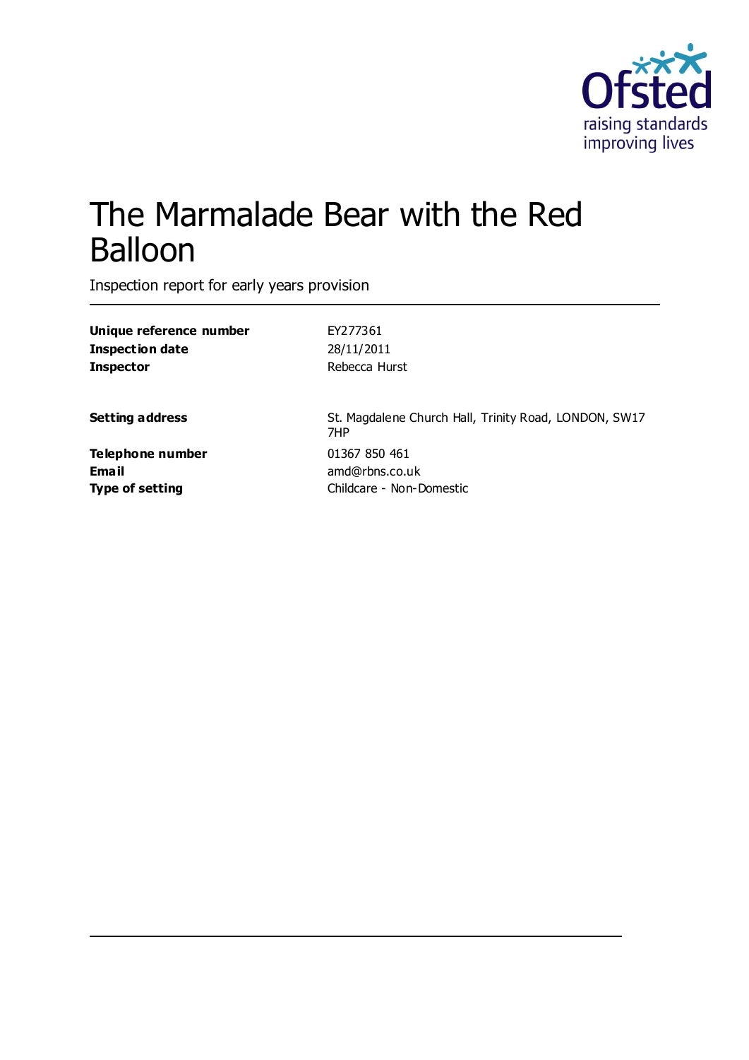# The Marmalade Bear with the Red Balloon

Inspection report for early years provision

| | |
|---|---|
| **Unique reference number** | EY277361 |
| **Inspection date** | 28/11/2011 |
| **Inspector** | Rebecca Hurst |

| | |
|---|---|
| **Setting address** | St. Magdalene Church Hall, Trinity Road, LONDON, SW17 7HP |
| **Telephone number** | 01367 850 461 |
| **Email** | amd@rbns.co.uk |
| **Type of setting** | Childcare - Non-Domestic |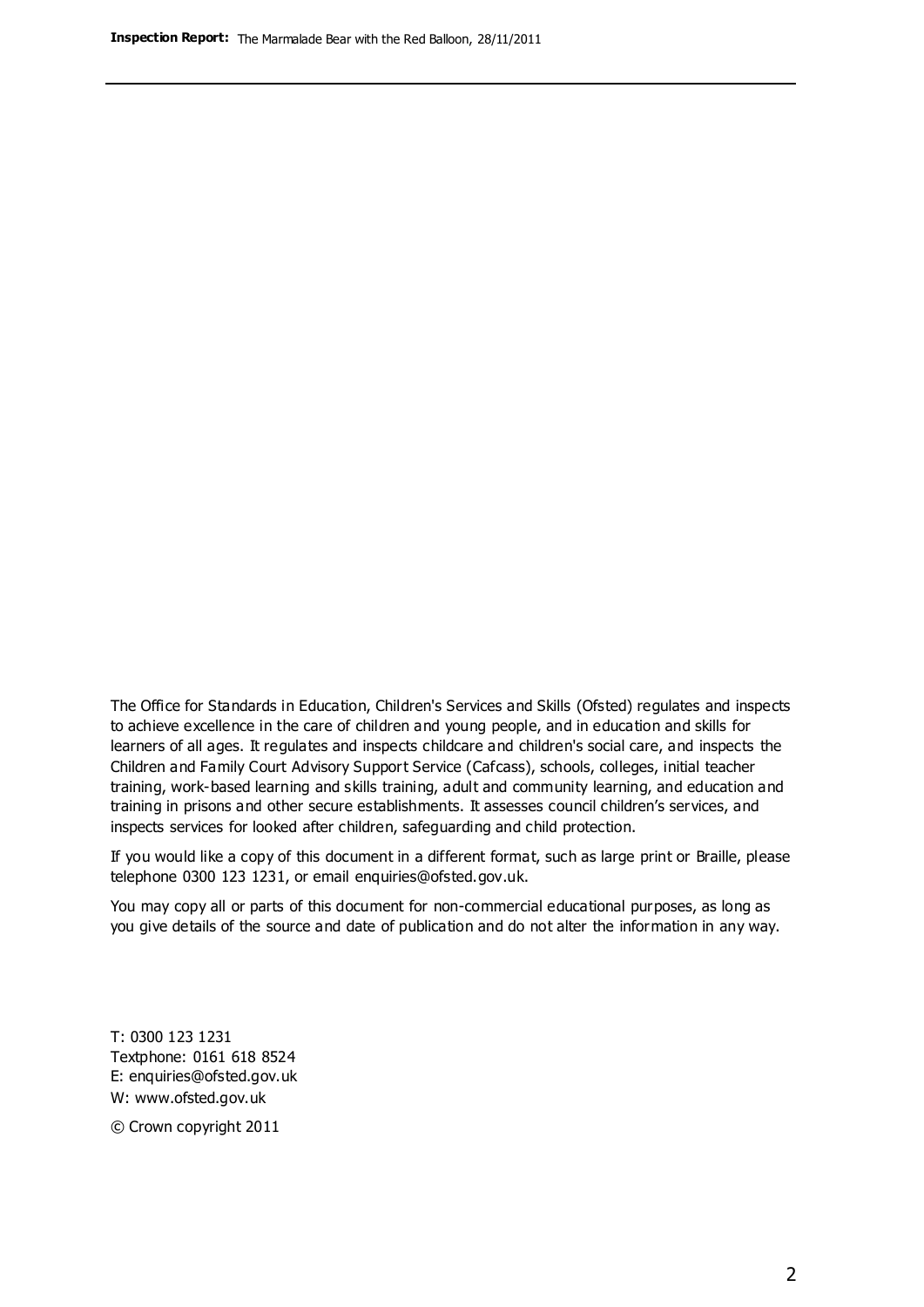The Office for Standards in Education, Children's Services and Skills (Ofsted) regulates and inspects to achieve excellence in the care of children and young people, and in education and skills for learners of all ages. It regulates and inspects childcare and children's social care, and inspects the Children and Family Court Advisory Support Service (Cafcass), schools, colleges, initial teacher training, work-based learning and skills training, adult and community learning, and education and training in prisons and other secure establishments. It assesses council children's services, and inspects services for looked after children, safeguarding and child protection.

If you would like a copy of this document in a different format, such as large print or Braille, please telephone 0300 123 1231, or email enquiries@ofsted.gov.uk.

You may copy all or parts of this document for non-commercial educational purposes, as long as you give details of the source and date of publication and do not alter the information in any way.

T: 0300 123 1231
Textphone: 0161 618 8524
E: enquiries@ofsted.gov.uk
W: www.ofsted.gov.uk

© Crown copyright 2011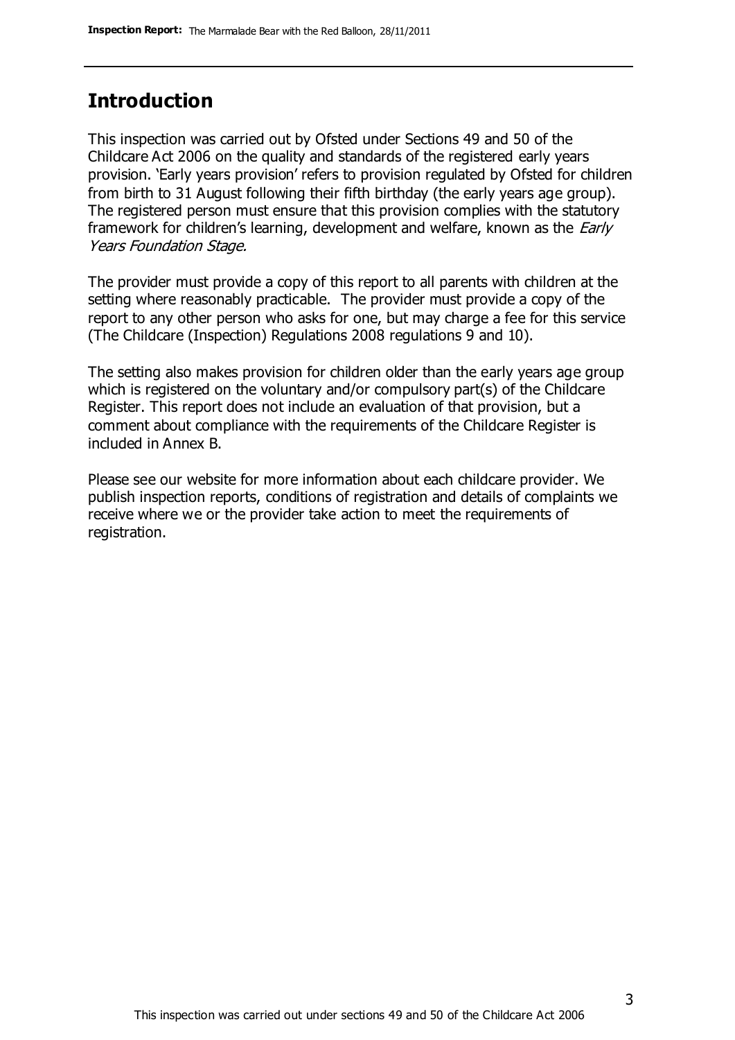## Introduction

This inspection was carried out by Ofsted under Sections 49 and 50 of the Childcare Act 2006 on the quality and standards of the registered early years provision. 'Early years provision' refers to provision regulated by Ofsted for children from birth to 31 August following their fifth birthday (the early years age group). The registered person must ensure that this provision complies with the statutory framework for children's learning, development and welfare, known as the *Early Years Foundation Stage.*

The provider must provide a copy of this report to all parents with children at the setting where reasonably practicable. The provider must provide a copy of the report to any other person who asks for one, but may charge a fee for this service (The Childcare (Inspection) Regulations 2008 regulations 9 and 10).

The setting also makes provision for children older than the early years age group which is registered on the voluntary and/or compulsory part(s) of the Childcare Register. This report does not include an evaluation of that provision, but a comment about compliance with the requirements of the Childcare Register is included in Annex B.

Please see our website for more information about each childcare provider. We publish inspection reports, conditions of registration and details of complaints we receive where we or the provider take action to meet the requirements of registration.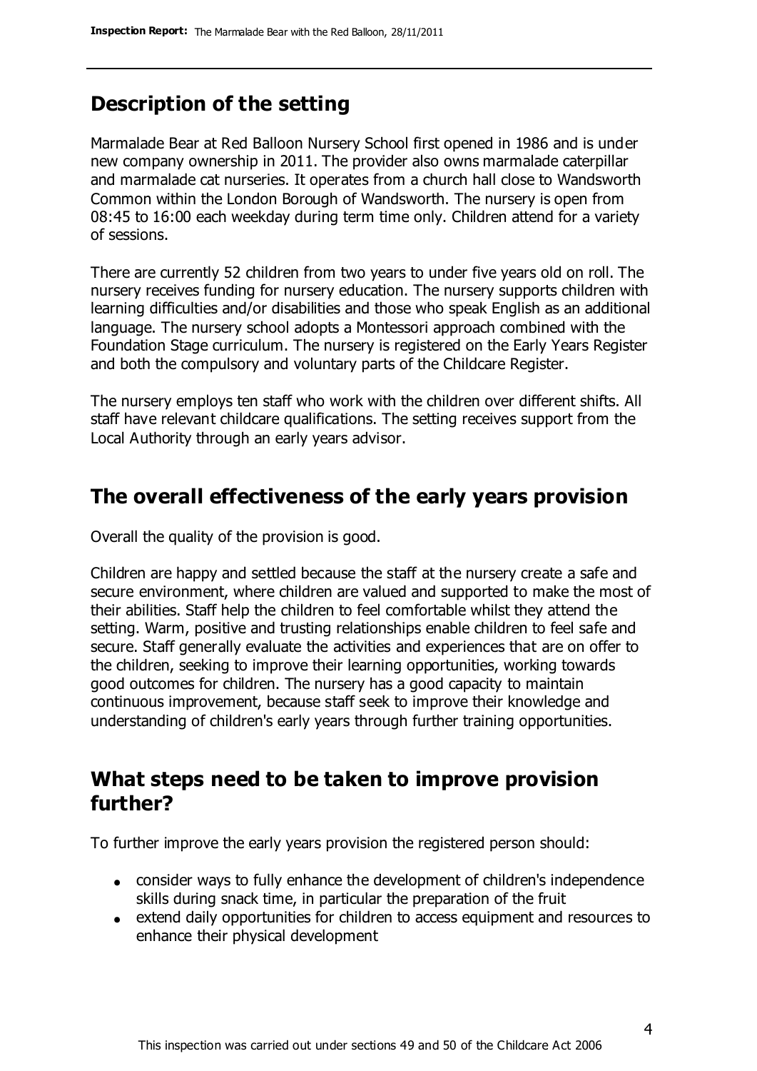## Description of the setting

Marmalade Bear at Red Balloon Nursery School first opened in 1986 and is under new company ownership in 2011. The provider also owns marmalade caterpillar and marmalade cat nurseries. It operates from a church hall close to Wandsworth Common within the London Borough of Wandsworth. The nursery is open from 08:45 to 16:00 each weekday during term time only. Children attend for a variety of sessions.

There are currently 52 children from two years to under five years old on roll. The nursery receives funding for nursery education. The nursery supports children with learning difficulties and/or disabilities and those who speak English as an additional language. The nursery school adopts a Montessori approach combined with the Foundation Stage curriculum. The nursery is registered on the Early Years Register and both the compulsory and voluntary parts of the Childcare Register.

The nursery employs ten staff who work with the children over different shifts. All staff have relevant childcare qualifications. The setting receives support from the Local Authority through an early years advisor.

## The overall effectiveness of the early years provision

Overall the quality of the provision is good.

Children are happy and settled because the staff at the nursery create a safe and secure environment, where children are valued and supported to make the most of their abilities. Staff help the children to feel comfortable whilst they attend the setting. Warm, positive and trusting relationships enable children to feel safe and secure. Staff generally evaluate the activities and experiences that are on offer to the children, seeking to improve their learning opportunities, working towards good outcomes for children. The nursery has a good capacity to maintain continuous improvement, because staff seek to improve their knowledge and understanding of children's early years through further training opportunities.

## What steps need to be taken to improve provision further?

To further improve the early years provision the registered person should:

- consider ways to fully enhance the development of children's independence skills during snack time, in particular the preparation of the fruit
- extend daily opportunities for children to access equipment and resources to enhance their physical development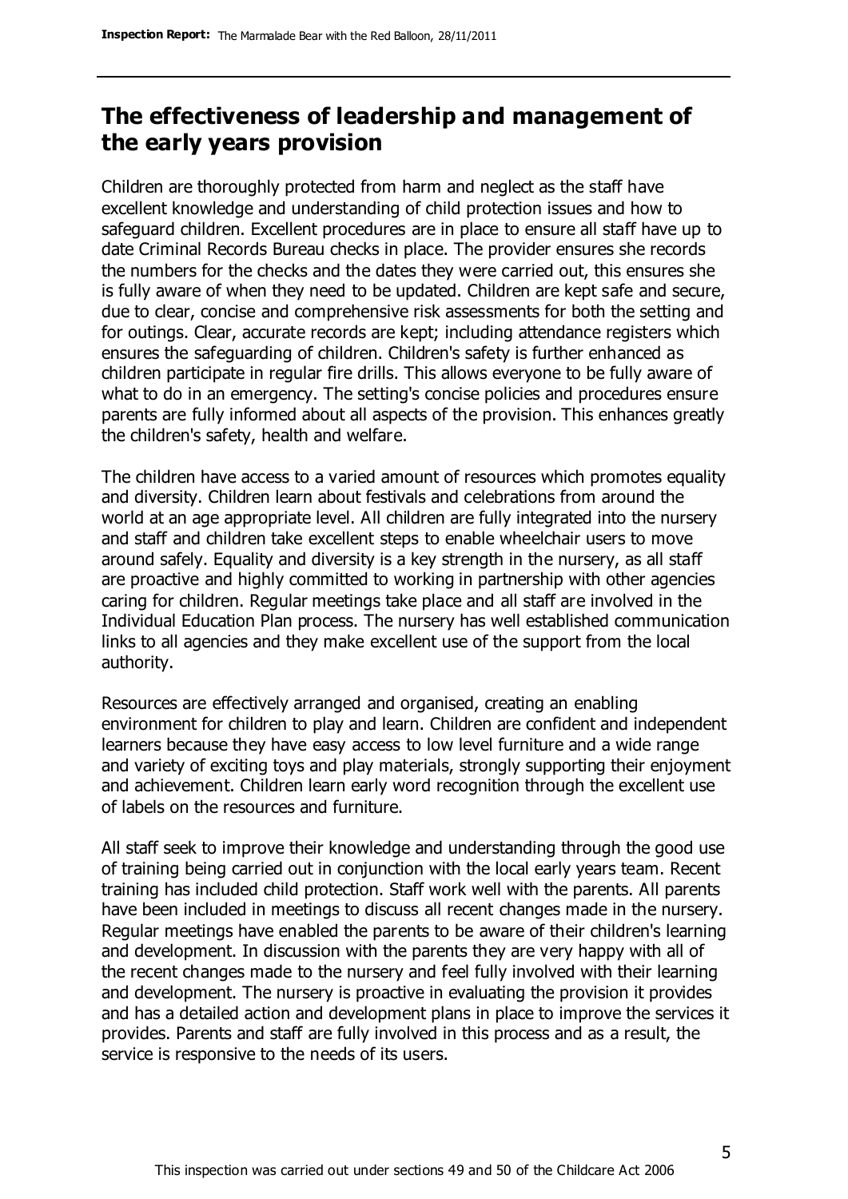## The effectiveness of leadership and management of the early years provision

Children are thoroughly protected from harm and neglect as the staff have excellent knowledge and understanding of child protection issues and how to safeguard children. Excellent procedures are in place to ensure all staff have up to date Criminal Records Bureau checks in place. The provider ensures she records the numbers for the checks and the dates they were carried out, this ensures she is fully aware of when they need to be updated. Children are kept safe and secure, due to clear, concise and comprehensive risk assessments for both the setting and for outings. Clear, accurate records are kept; including attendance registers which ensures the safeguarding of children. Children's safety is further enhanced as children participate in regular fire drills. This allows everyone to be fully aware of what to do in an emergency. The setting's concise policies and procedures ensure parents are fully informed about all aspects of the provision. This enhances greatly the children's safety, health and welfare.

The children have access to a varied amount of resources which promotes equality and diversity. Children learn about festivals and celebrations from around the world at an age appropriate level. All children are fully integrated into the nursery and staff and children take excellent steps to enable wheelchair users to move around safely. Equality and diversity is a key strength in the nursery, as all staff are proactive and highly committed to working in partnership with other agencies caring for children. Regular meetings take place and all staff are involved in the Individual Education Plan process. The nursery has well established communication links to all agencies and they make excellent use of the support from the local authority.

Resources are effectively arranged and organised, creating an enabling environment for children to play and learn. Children are confident and independent learners because they have easy access to low level furniture and a wide range and variety of exciting toys and play materials, strongly supporting their enjoyment and achievement. Children learn early word recognition through the excellent use of labels on the resources and furniture.

All staff seek to improve their knowledge and understanding through the good use of training being carried out in conjunction with the local early years team. Recent training has included child protection. Staff work well with the parents. All parents have been included in meetings to discuss all recent changes made in the nursery. Regular meetings have enabled the parents to be aware of their children's learning and development. In discussion with the parents they are very happy with all of the recent changes made to the nursery and feel fully involved with their learning and development. The nursery is proactive in evaluating the provision it provides and has a detailed action and development plans in place to improve the services it provides. Parents and staff are fully involved in this process and as a result, the service is responsive to the needs of its users.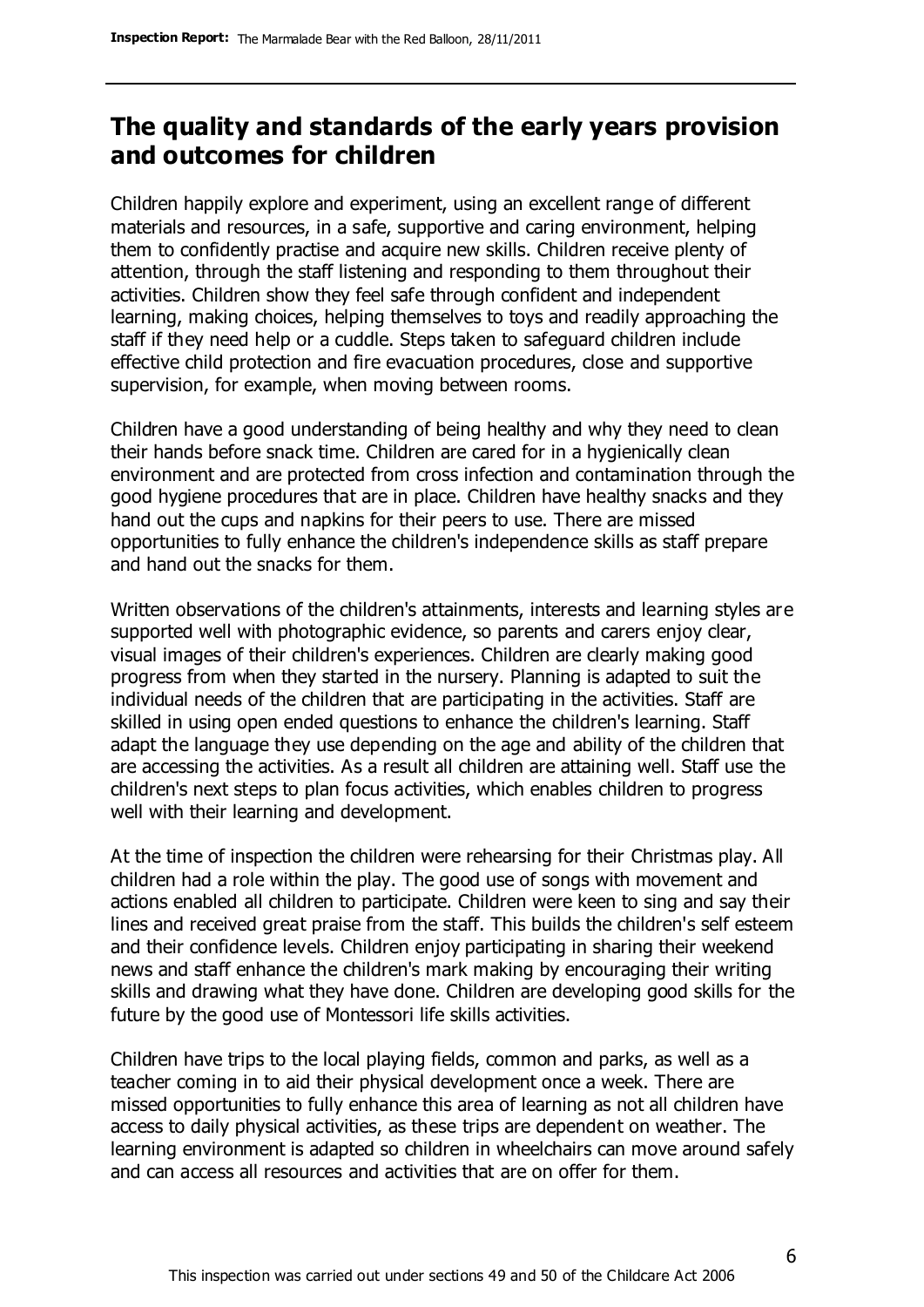## The quality and standards of the early years provision and outcomes for children

Children happily explore and experiment, using an excellent range of different materials and resources, in a safe, supportive and caring environment, helping them to confidently practise and acquire new skills. Children receive plenty of attention, through the staff listening and responding to them throughout their activities. Children show they feel safe through confident and independent learning, making choices, helping themselves to toys and readily approaching the staff if they need help or a cuddle. Steps taken to safeguard children include effective child protection and fire evacuation procedures, close and supportive supervision, for example, when moving between rooms.

Children have a good understanding of being healthy and why they need to clean their hands before snack time. Children are cared for in a hygienically clean environment and are protected from cross infection and contamination through the good hygiene procedures that are in place. Children have healthy snacks and they hand out the cups and napkins for their peers to use. There are missed opportunities to fully enhance the children's independence skills as staff prepare and hand out the snacks for them.

Written observations of the children's attainments, interests and learning styles are supported well with photographic evidence, so parents and carers enjoy clear, visual images of their children's experiences. Children are clearly making good progress from when they started in the nursery. Planning is adapted to suit the individual needs of the children that are participating in the activities. Staff are skilled in using open ended questions to enhance the children's learning. Staff adapt the language they use depending on the age and ability of the children that are accessing the activities. As a result all children are attaining well. Staff use the children's next steps to plan focus activities, which enables children to progress well with their learning and development.

At the time of inspection the children were rehearsing for their Christmas play. All children had a role within the play. The good use of songs with movement and actions enabled all children to participate. Children were keen to sing and say their lines and received great praise from the staff. This builds the children's self esteem and their confidence levels. Children enjoy participating in sharing their weekend news and staff enhance the children's mark making by encouraging their writing skills and drawing what they have done. Children are developing good skills for the future by the good use of Montessori life skills activities.

Children have trips to the local playing fields, common and parks, as well as a teacher coming in to aid their physical development once a week. There are missed opportunities to fully enhance this area of learning as not all children have access to daily physical activities, as these trips are dependent on weather. The learning environment is adapted so children in wheelchairs can move around safely and can access all resources and activities that are on offer for them.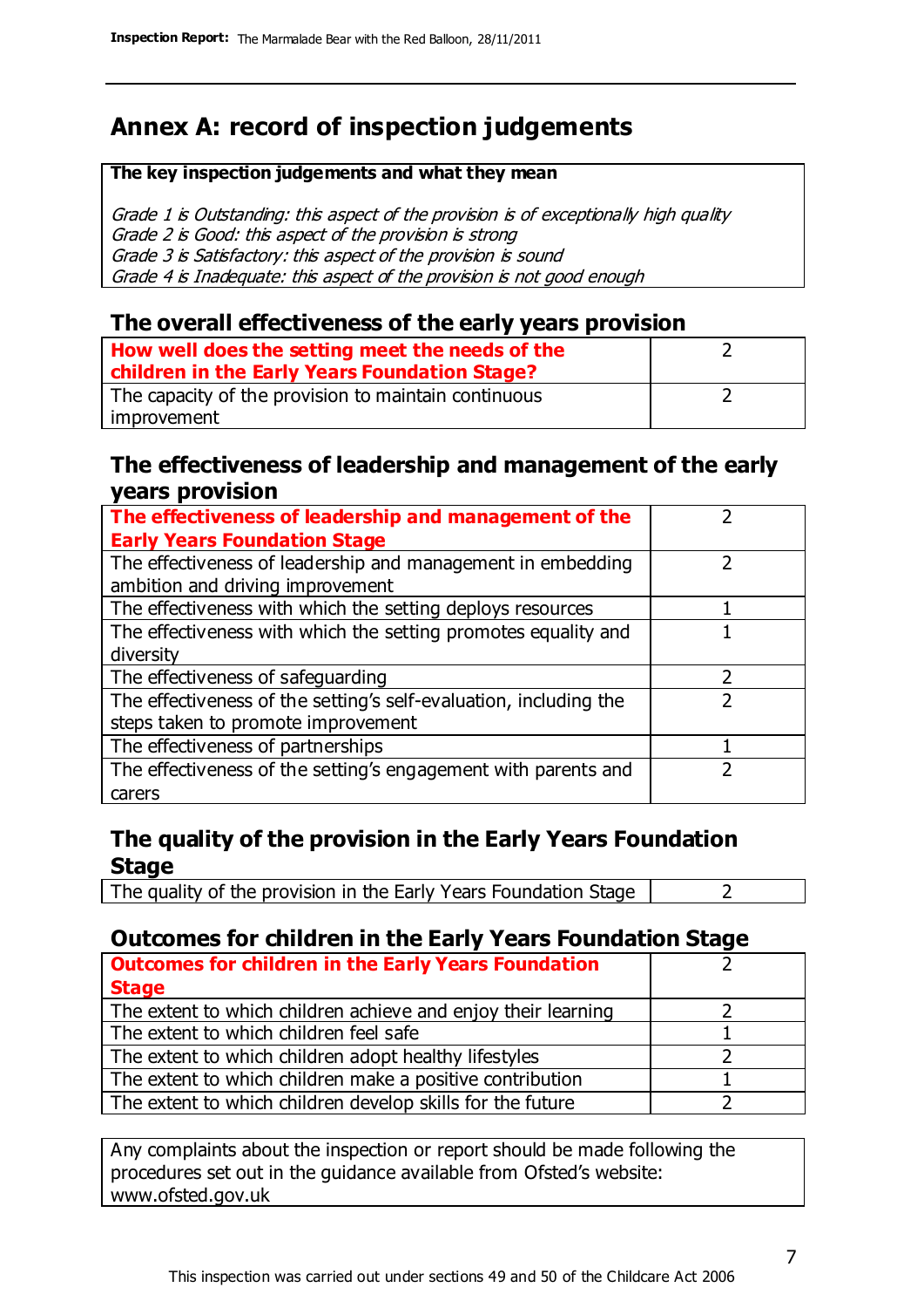# Annex A: record of inspection judgements

**The key inspection judgements and what they mean**

*Grade 1 is Outstanding: this aspect of the provision is of exceptionally high quality*
*Grade 2 is Good: this aspect of the provision is strong*
*Grade 3 is Satisfactory: this aspect of the provision is sound*
*Grade 4 is Inadequate: this aspect of the provision is not good enough*

## The overall effectiveness of the early years provision

| | |
|---|---|
| **How well does the setting meet the needs of the children in the Early Years Foundation Stage?** | 2 |
| The capacity of the provision to maintain continuous improvement | 2 |

## The effectiveness of leadership and management of the early years provision

| | |
|---|---|
| **The effectiveness of leadership and management of the Early Years Foundation Stage** | 2 |
| The effectiveness of leadership and management in embedding ambition and driving improvement | 2 |
| The effectiveness with which the setting deploys resources | 1 |
| The effectiveness with which the setting promotes equality and diversity | 1 |
| The effectiveness of safeguarding | 2 |
| The effectiveness of the setting's self-evaluation, including the steps taken to promote improvement | 2 |
| The effectiveness of partnerships | 1 |
| The effectiveness of the setting's engagement with parents and carers | 2 |

## The quality of the provision in the Early Years Foundation Stage

| | |
|---|---|
| The quality of the provision in the Early Years Foundation Stage | 2 |

## Outcomes for children in the Early Years Foundation Stage

| | |
|---|---|
| **Outcomes for children in the Early Years Foundation Stage** | 2 |
| The extent to which children achieve and enjoy their learning | 2 |
| The extent to which children feel safe | 1 |
| The extent to which children adopt healthy lifestyles | 2 |
| The extent to which children make a positive contribution | 1 |
| The extent to which children develop skills for the future | 2 |

Any complaints about the inspection or report should be made following the procedures set out in the guidance available from Ofsted's website: www.ofsted.gov.uk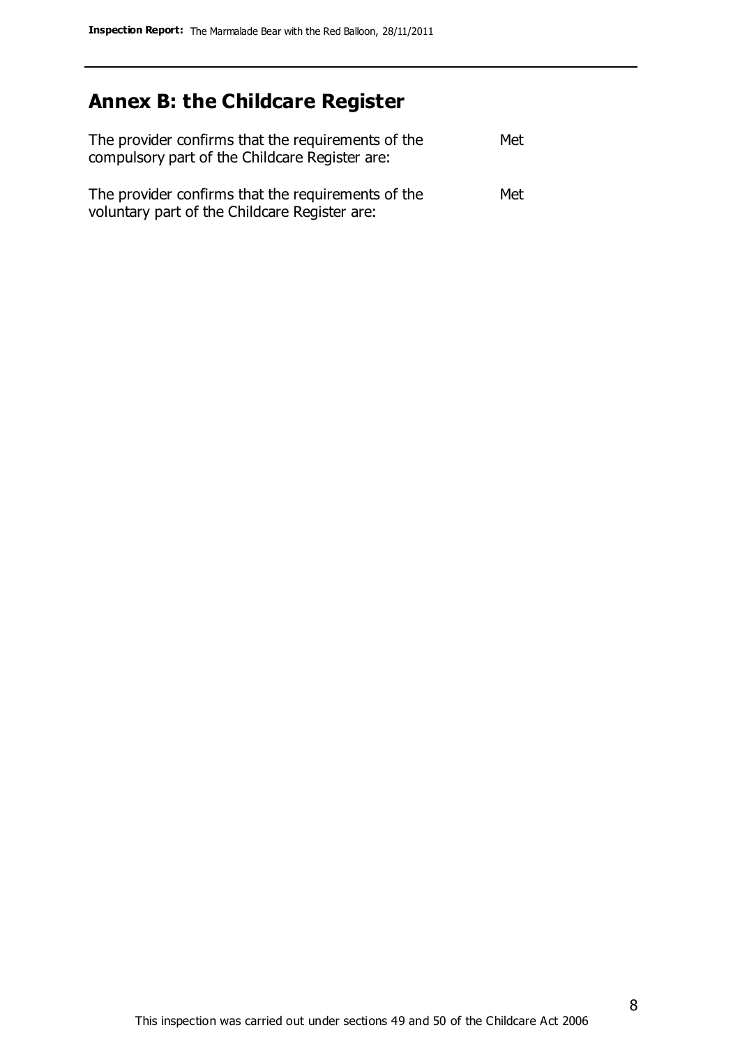## Annex B: the Childcare Register

| | |
|---|---|
| The provider confirms that the requirements of the compulsory part of the Childcare Register are: | Met |
| The provider confirms that the requirements of the voluntary part of the Childcare Register are: | Met |

This inspection was carried out under sections 49 and 50 of the Childcare Act 2006